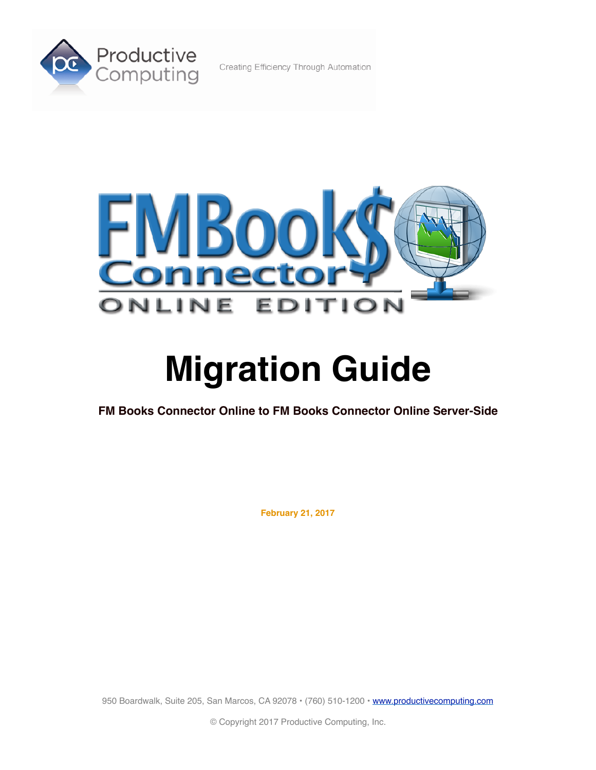Productive Computing

Creating Efficiency Through Automation

FMBooks Connector

ONLINE EDITION

# Migration Guide

**FM Books Connector Online to FM Books Connector Online Server-Side**

**February 21, 2017**

950 Boardwalk, Suite 205, San Marcos, CA 92078 • (760) 510-1200 • [www.productivecomputing.com](http://www.productivecomputing.com)

© Copyright 2017 Productive Computing, Inc.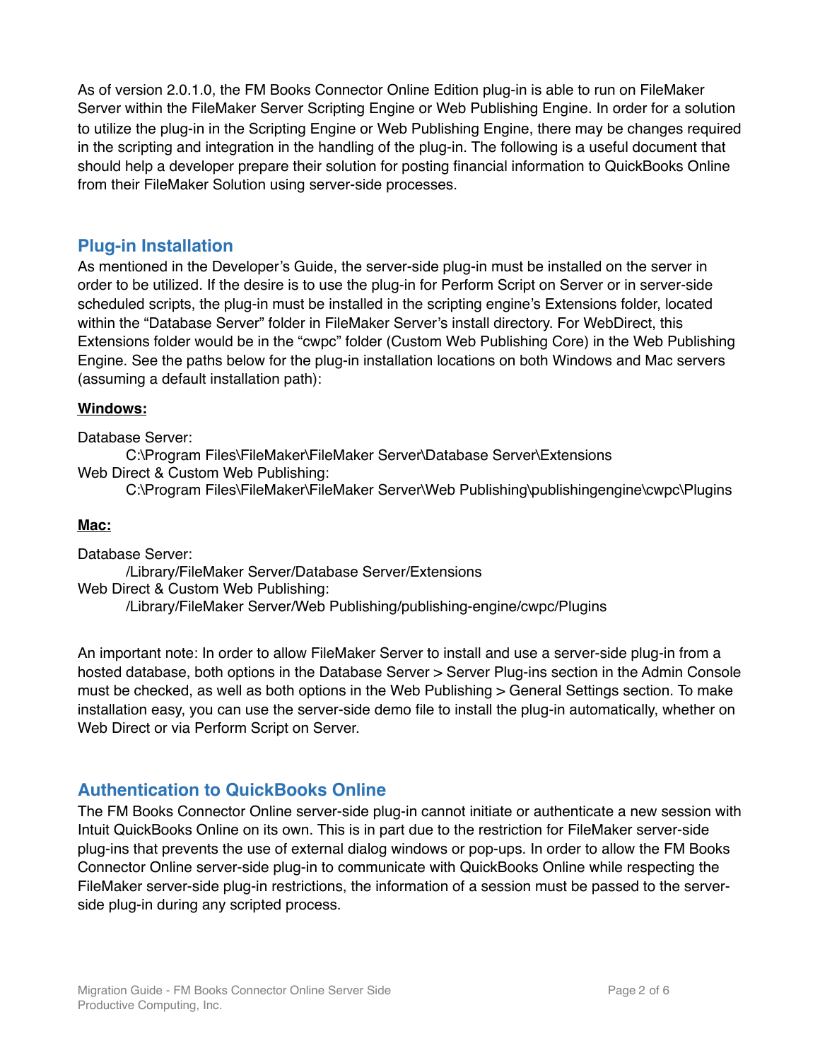As of version 2.0.1.0, the FM Books Connector Online Edition plug-in is able to run on FileMaker Server within the FileMaker Server Scripting Engine or Web Publishing Engine. In order for a solution to utilize the plug-in in the Scripting Engine or Web Publishing Engine, there may be changes required in the scripting and integration in the handling of the plug-in. The following is a useful document that should help a developer prepare their solution for posting financial information to QuickBooks Online from their FileMaker Solution using server-side processes.

## Plug-in Installation

As mentioned in the Developer's Guide, the server-side plug-in must be installed on the server in order to be utilized. If the desire is to use the plug-in for Perform Script on Server or in server-side scheduled scripts, the plug-in must be installed in the scripting engine's Extensions folder, located within the "Database Server" folder in FileMaker Server's install directory. For WebDirect, this Extensions folder would be in the "cwpc" folder (Custom Web Publishing Core) in the Web Publishing Engine. See the paths below for the plug-in installation locations on both Windows and Mac servers (assuming a default installation path):

**Windows:**

Database Server:

C:\Program Files\FileMaker\FileMaker Server\Database Server\Extensions

Web Direct & Custom Web Publishing:

C:\Program Files\FileMaker\FileMaker Server\Web Publishing\publishingengine\cwpc\Plugins

**Mac:**

Database Server:

/Library/FileMaker Server/Database Server/Extensions

Web Direct & Custom Web Publishing:

/Library/FileMaker Server/Web Publishing/publishing-engine/cwpc/Plugins

An important note: In order to allow FileMaker Server to install and use a server-side plug-in from a hosted database, both options in the Database Server > Server Plug-ins section in the Admin Console must be checked, as well as both options in the Web Publishing > General Settings section. To make installation easy, you can use the server-side demo file to install the plug-in automatically, whether on Web Direct or via Perform Script on Server.

## Authentication to QuickBooks Online

The FM Books Connector Online server-side plug-in cannot initiate or authenticate a new session with Intuit QuickBooks Online on its own. This is in part due to the restriction for FileMaker server-side plug-ins that prevents the use of external dialog windows or pop-ups. In order to allow the FM Books Connector Online server-side plug-in to communicate with QuickBooks Online while respecting the FileMaker server-side plug-in restrictions, the information of a session must be passed to the server-side plug-in during any scripted process.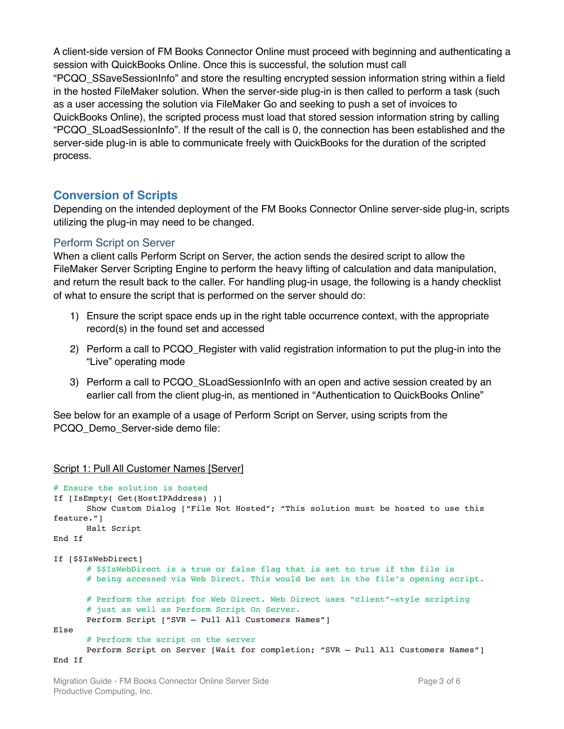A client-side version of FM Books Connector Online must proceed with beginning and authenticating a session with QuickBooks Online. Once this is successful, the solution must call "PCQO_SSaveSessionInfo" and store the resulting encrypted session information string within a field in the hosted FileMaker solution. When the server-side plug-in is then called to perform a task (such as a user accessing the solution via FileMaker Go and seeking to push a set of invoices to QuickBooks Online), the scripted process must load that stored session information string by calling "PCQO_SLoadSessionInfo". If the result of the call is 0, the connection has been established and the server-side plug-in is able to communicate freely with QuickBooks for the duration of the scripted process.

## Conversion of Scripts

Depending on the intended deployment of the FM Books Connector Online server-side plug-in, scripts utilizing the plug-in may need to be changed.

### Perform Script on Server

When a client calls Perform Script on Server, the action sends the desired script to allow the FileMaker Server Scripting Engine to perform the heavy lifting of calculation and data manipulation, and return the result back to the caller. For handling plug-in usage, the following is a handy checklist of what to ensure the script that is performed on the server should do:

1) Ensure the script space ends up in the right table occurrence context, with the appropriate record(s) in the found set and accessed
2) Perform a call to PCQO_Register with valid registration information to put the plug-in into the "Live" operating mode
3) Perform a call to PCQO_SLoadSessionInfo with an open and active session created by an earlier call from the client plug-in, as mentioned in "Authentication to QuickBooks Online"

See below for an example of a usage of Perform Script on Server, using scripts from the PCQO_Demo_Server-side demo file:

<u>Script 1: Pull All Customer Names [Server]</u>

```
# Ensure the solution is hosted
If [IsEmpty( Get(HostIPAddress) )]
       Show Custom Dialog ["File Not Hosted"; "This solution must be hosted to use this feature."]
       Halt Script
End If

If [$$IsWebDirect]
       # $$IsWebDirect is a true or false flag that is set to true if the file is
       # being accessed via Web Direct. This would be set in the file's opening script.

       # Perform the script for Web Direct. Web Direct uses "client"-style scripting
       # just as well as Perform Script On Server.
       Perform Script ["SVR – Pull All Customers Names"]
Else
       # Perform the script on the server
       Perform Script on Server [Wait for completion; "SVR – Pull All Customers Names"]
End If
```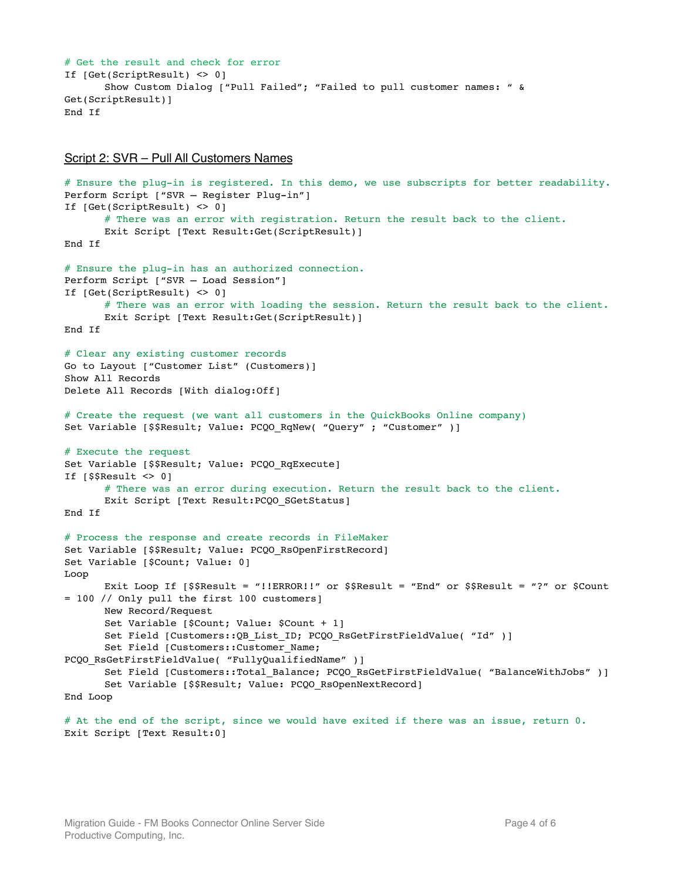```
# Get the result and check for error
If [Get(ScriptResult) <> 0]
	Show Custom Dialog ["Pull Failed"; "Failed to pull customer names: " & 
Get(ScriptResult)]
End If
```

## Script 2: SVR – Pull All Customers Names

```
# Ensure the plug-in is registered. In this demo, we use subscripts for better readability.
Perform Script ["SVR – Register Plug-in"]
If [Get(ScriptResult) <> 0]
	# There was an error with registration. Return the result back to the client.
	Exit Script [Text Result:Get(ScriptResult)]
End If

# Ensure the plug-in has an authorized connection.
Perform Script ["SVR – Load Session"]
If [Get(ScriptResult) <> 0]
	# There was an error with loading the session. Return the result back to the client.
	Exit Script [Text Result:Get(ScriptResult)]
End If

# Clear any existing customer records
Go to Layout ["Customer List" (Customers)]
Show All Records
Delete All Records [With dialog:Off]

# Create the request (we want all customers in the QuickBooks Online company)
Set Variable [$$Result; Value: PCQO_RqNew( "Query" ; "Customer" )]

# Execute the request
Set Variable [$$Result; Value: PCQO_RqExecute]
If [$$Result <> 0]
	# There was an error during execution. Return the result back to the client.
	Exit Script [Text Result:PCQO_SGetStatus]
End If

# Process the response and create records in FileMaker
Set Variable [$$Result; Value: PCQO_RsOpenFirstRecord]
Set Variable [$Count; Value: 0]
Loop
	Exit Loop If [$$Result = "!!ERROR!!" or $$Result = "End" or $$Result = "?" or $Count
= 100 // Only pull the first 100 customers]
	New Record/Request
	Set Variable [$Count; Value: $Count + 1]
	Set Field [Customers::QB_List_ID; PCQO_RsGetFirstFieldValue( "Id" )]
	Set Field [Customers::Customer_Name;
PCQO_RsGetFirstFieldValue( "FullyQualifiedName" )]
	Set Field [Customers::Total_Balance; PCQO_RsGetFirstFieldValue( "BalanceWithJobs" )]
	Set Variable [$$Result; Value: PCQO_RsOpenNextRecord]
End Loop

# At the end of the script, since we would have exited if there was an issue, return 0.
Exit Script [Text Result:0]
```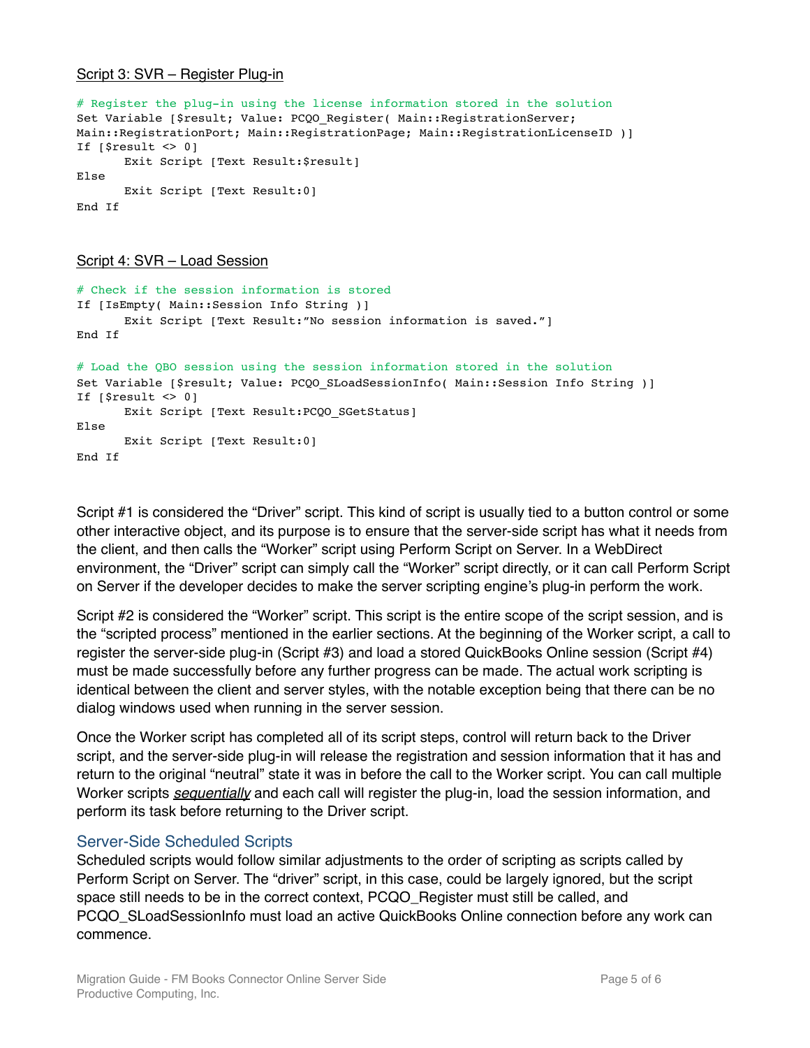Script 3: SVR – Register Plug-in

```
# Register the plug-in using the license information stored in the solution
Set Variable [$result; Value: PCQO_Register( Main::RegistrationServer;
Main::RegistrationPort; Main::RegistrationPage; Main::RegistrationLicenseID )]
If [$result <> 0]
      Exit Script [Text Result:$result]
Else
      Exit Script [Text Result:0]
End If
```

Script 4: SVR – Load Session

```
# Check if the session information is stored
If [IsEmpty( Main::Session Info String )]
      Exit Script [Text Result:"No session information is saved."]
End If

# Load the QBO session using the session information stored in the solution
Set Variable [$result; Value: PCQO_SLoadSessionInfo( Main::Session Info String )]
If [$result <> 0]
      Exit Script [Text Result:PCQO_SGetStatus]
Else
      Exit Script [Text Result:0]
End If
```

Script #1 is considered the "Driver" script. This kind of script is usually tied to a button control or some other interactive object, and its purpose is to ensure that the server-side script has what it needs from the client, and then calls the "Worker" script using Perform Script on Server. In a WebDirect environment, the "Driver" script can simply call the "Worker" script directly, or it can call Perform Script on Server if the developer decides to make the server scripting engine's plug-in perform the work.

Script #2 is considered the "Worker" script. This script is the entire scope of the script session, and is the "scripted process" mentioned in the earlier sections. At the beginning of the Worker script, a call to register the server-side plug-in (Script #3) and load a stored QuickBooks Online session (Script #4) must be made successfully before any further progress can be made. The actual work scripting is identical between the client and server styles, with the notable exception being that there can be no dialog windows used when running in the server session.

Once the Worker script has completed all of its script steps, control will return back to the Driver script, and the server-side plug-in will release the registration and session information that it has and return to the original "neutral" state it was in before the call to the Worker script. You can call multiple Worker scripts *sequentially* and each call will register the plug-in, load the session information, and perform its task before returning to the Driver script.

## Server-Side Scheduled Scripts

Scheduled scripts would follow similar adjustments to the order of scripting as scripts called by Perform Script on Server. The "driver" script, in this case, could be largely ignored, but the script space still needs to be in the correct context, PCQO_Register must still be called, and PCQO_SLoadSessionInfo must load an active QuickBooks Online connection before any work can commence.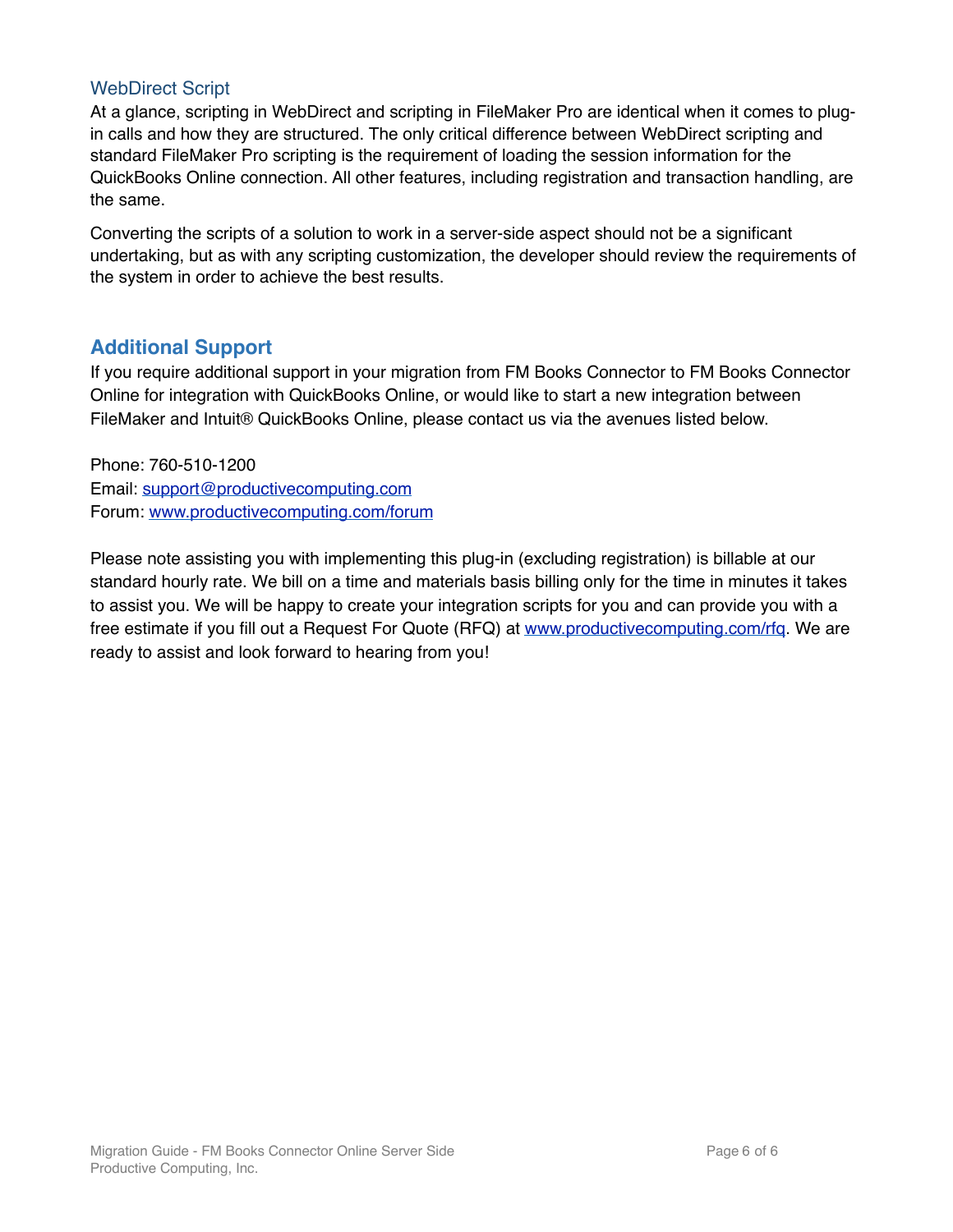### WebDirect Script

At a glance, scripting in WebDirect and scripting in FileMaker Pro are identical when it comes to plug-in calls and how they are structured. The only critical difference between WebDirect scripting and standard FileMaker Pro scripting is the requirement of loading the session information for the QuickBooks Online connection. All other features, including registration and transaction handling, are the same.

Converting the scripts of a solution to work in a server-side aspect should not be a significant undertaking, but as with any scripting customization, the developer should review the requirements of the system in order to achieve the best results.

## Additional Support

If you require additional support in your migration from FM Books Connector to FM Books Connector Online for integration with QuickBooks Online, or would like to start a new integration between FileMaker and Intuit® QuickBooks Online, please contact us via the avenues listed below.

Phone: 760-510-1200
Email: [support@productivecomputing.com](mailto:support@productivecomputing.com)
Forum: [www.productivecomputing.com/forum](http://www.productivecomputing.com/forum)

Please note assisting you with implementing this plug-in (excluding registration) is billable at our standard hourly rate. We bill on a time and materials basis billing only for the time in minutes it takes to assist you. We will be happy to create your integration scripts for you and can provide you with a free estimate if you fill out a Request For Quote (RFQ) at [www.productivecomputing.com/rfq](http://www.productivecomputing.com/rfq). We are ready to assist and look forward to hearing from you!